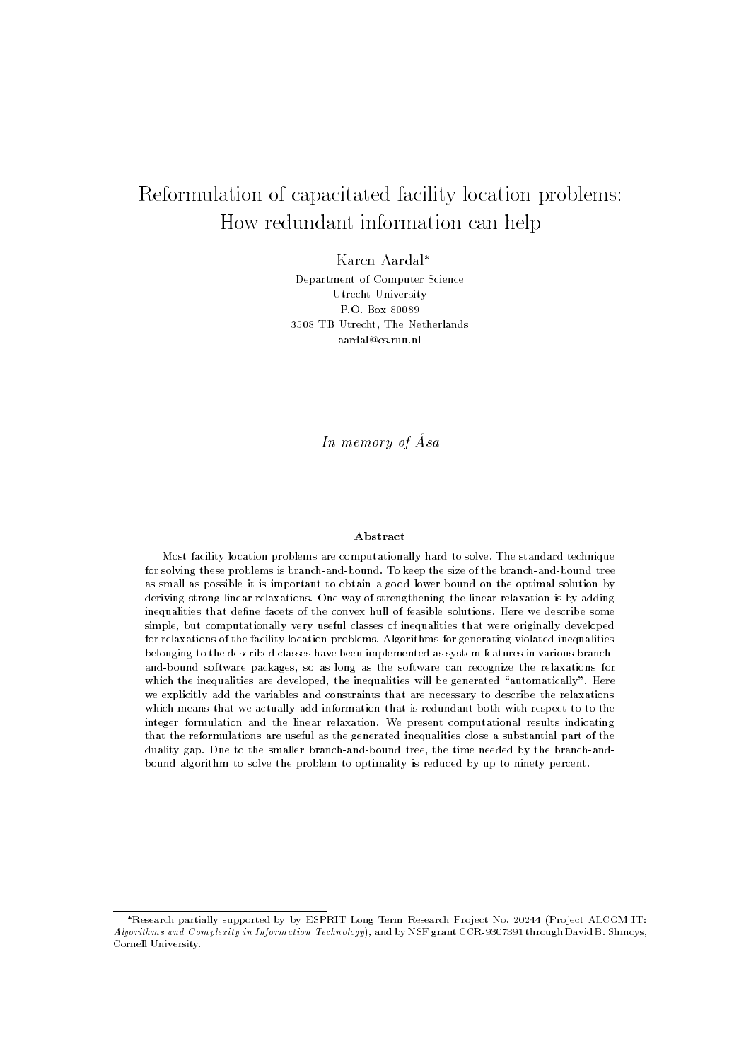# Reformulation of capacitated facility location problems: How redundant information can help

Karen Aardal*

Department of Computer Science
Utrecht University
P.O. Box 80089
3508 TB Utrecht, The Netherlands
aardal@cs.ruu.nl

*In memory of Åsa*

### Abstract

Most facility location problems are computationally hard to solve. The standard technique for solving these problems is branch-and-bound. To keep the size of the branch-and-bound tree as small as possible it is important to obtain a good lower bound on the optimal solution by deriving strong linear relaxations. One way of strengthening the linear relaxation is by adding inequalities that define facets of the convex hull of feasible solutions. Here we describe some simple, but computationally very useful classes of inequalities that were originally developed for relaxations of the facility location problems. Algorithms for generating violated inequalities belonging to the described classes have been implemented as system features in various branch-and-bound software packages, so as long as the software can recognize the relaxations for which the inequalities are developed, the inequalities will be generated "automatically". Here we explicitly add the variables and constraints that are necessary to describe the relaxations which means that we actually add information that is redundant both with respect to to the integer formulation and the linear relaxation. We present computational results indicating that the reformulations are useful as the generated inequalities close a substantial part of the duality gap. Due to the smaller branch-and-bound tree, the time needed by the branch-and-bound algorithm to solve the problem to optimality is reduced by up to ninety percent.

---

*Research partially supported by by ESPRIT Long Term Research Project No. 20244 (Project ALCOM-IT: *Algorithms and Complexity in Information Technology*), and by NSF grant CCR-9307391 through David B. Shmoys, Cornell University.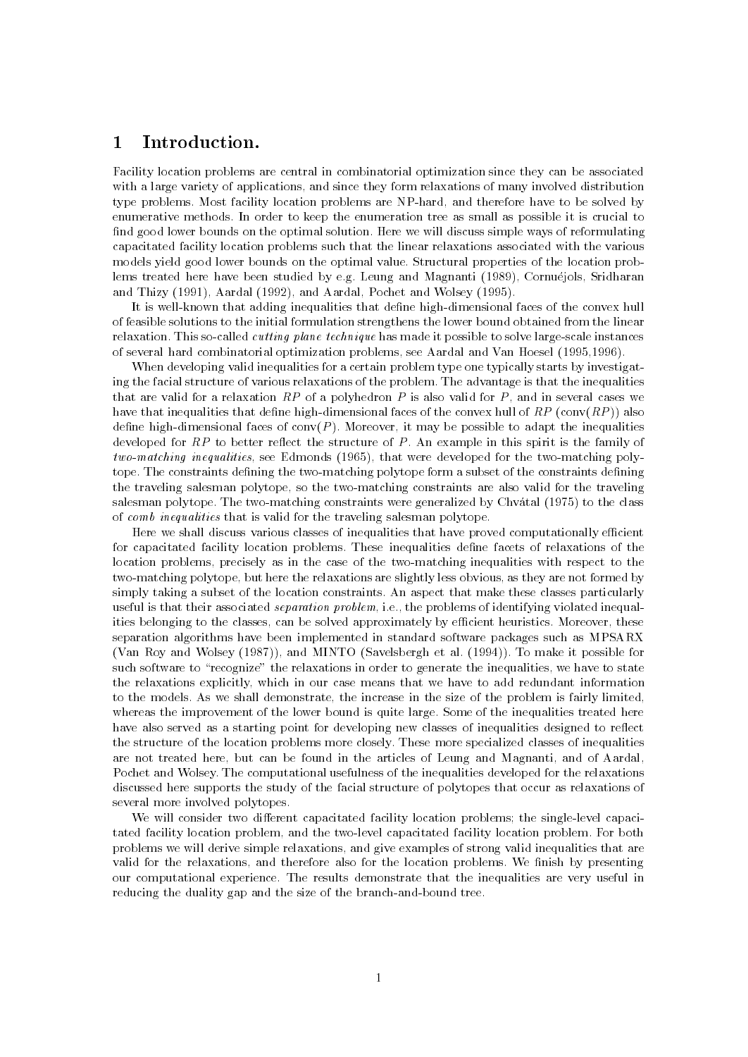# 1 Introduction.

Facility location problems are central in combinatorial optimization since they can be associated with a large variety of applications, and since they form relaxations of many involved distribution type problems. Most facility location problems are NP-hard, and therefore have to be solved by enumerative methods. In order to keep the enumeration tree as small as possible it is crucial to find good lower bounds on the optimal solution. Here we will discuss simple ways of reformulating capacitated facility location problems such that the linear relaxations associated with the various models yield good lower bounds on the optimal value. Structural properties of the location problems treated here have been studied by e.g. Leung and Magnanti (1989), Cornuéjols, Sridharan and Thizy (1991), Aardal (1992), and Aardal, Pochet and Wolsey (1995).

It is well-known that adding inequalities that define high-dimensional faces of the convex hull of feasible solutions to the initial formulation strengthens the lower bound obtained from the linear relaxation. This so-called *cutting plane technique* has made it possible to solve large-scale instances of several hard combinatorial optimization problems, see Aardal and Van Hoesel (1995,1996).

When developing valid inequalities for a certain problem type one typically starts by investigating the facial structure of various relaxations of the problem. The advantage is that the inequalities that are valid for a relaxation $RP$ of a polyhedron $P$ is also valid for $P$, and in several cases we have that inequalities that define high-dimensional faces of the convex hull of $RP$ (conv($RP$)) also define high-dimensional faces of conv($P$). Moreover, it may be possible to adapt the inequalities developed for $RP$ to better reflect the structure of $P$. An example in this spirit is the family of *two-matching inequalities*, see Edmonds (1965), that were developed for the two-matching polytope. The constraints defining the two-matching polytope form a subset of the constraints defining the traveling salesman polytope, so the two-matching constraints are also valid for the traveling salesman polytope. The two-matching constraints were generalized by Chvátal (1975) to the class of *comb inequalities* that is valid for the traveling salesman polytope.

Here we shall discuss various classes of inequalities that have proved computationally efficient for capacitated facility location problems. These inequalities define facets of relaxations of the location problems, precisely as in the case of the two-matching inequalities with respect to the two-matching polytope, but here the relaxations are slightly less obvious, as they are not formed by simply taking a subset of the location constraints. An aspect that make these classes particularly useful is that their associated *separation problem*, i.e., the problems of identifying violated inequalities belonging to the classes, can be solved approximately by efficient heuristics. Moreover, these separation algorithms have been implemented in standard software packages such as MPSARX (Van Roy and Wolsey (1987)), and MINTO (Savelsbergh et al. (1994)). To make it possible for such software to "recognize" the relaxations in order to generate the inequalities, we have to state the relaxations explicitly, which in our case means that we have to add redundant information to the models. As we shall demonstrate, the increase in the size of the problem is fairly limited, whereas the improvement of the lower bound is quite large. Some of the inequalities treated here have also served as a starting point for developing new classes of inequalities designed to reflect the structure of the location problems more closely. These more specialized classes of inequalities are not treated here, but can be found in the articles of Leung and Magnanti, and of Aardal, Pochet and Wolsey. The computational usefulness of the inequalities developed for the relaxations discussed here supports the study of the facial structure of polytopes that occur as relaxations of several more involved polytopes.

We will consider two different capacitated facility location problems; the single-level capacitated facility location problem, and the two-level capacitated facility location problem. For both problems we will derive simple relaxations, and give examples of strong valid inequalities that are valid for the relaxations, and therefore also for the location problems. We finish by presenting our computational experience. The results demonstrate that the inequalities are very useful in reducing the duality gap and the size of the branch-and-bound tree.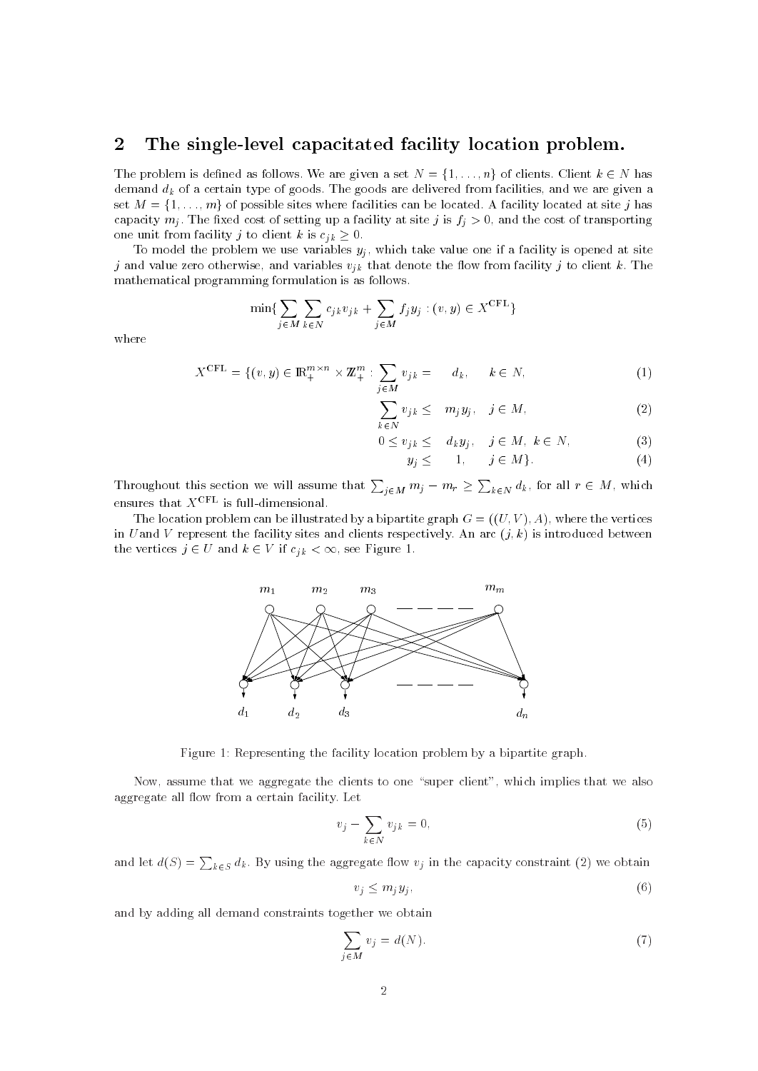## 2 The single-level capacitated facility location problem.

The problem is defined as follows. We are given a set $N = \{1, \ldots, n\}$ of clients. Client $k \in N$ has demand $d_k$ of a certain type of goods. The goods are delivered from facilities, and we are given a set $M = \{1, \ldots, m\}$ of possible sites where facilities can be located. A facility located at site $j$ has capacity $m_j$. The fixed cost of setting up a facility at site $j$ is $f_j > 0$, and the cost of transporting one unit from facility $j$ to client $k$ is $c_{jk} \geq 0$.

To model the problem we use variables $y_j$, which take value one if a facility is opened at site $j$ and value zero otherwise, and variables $v_{jk}$ that denote the flow from facility $j$ to client $k$. The mathematical programming formulation is as follows.

$$\min\{\sum_{j \in M} \sum_{k \in N} c_{jk} v_{jk} + \sum_{j \in M} f_j y_j : (v, y) \in X^{\text{CFL}}\}$$

where

$$X^{\text{CFL}} = \{(v, y) \in \mathbb{R}_+^{m \times n} \times \mathbb{Z}_+^m : \sum_{j \in M} v_{jk} = d_k, \quad k \in N, \tag{1}$$

$$\sum_{k \in N} v_{jk} \leq m_j y_j, \quad j \in M, \tag{2}$$

$$0 \leq v_{jk} \leq d_k y_j, \quad j \in M, \; k \in N, \tag{3}$$

$$y_j \leq 1, \quad j \in M\}. \tag{4}$$

Throughout this section we will assume that $\sum_{j \in M} m_j - m_r \geq \sum_{k \in N} d_k$, for all $r \in M$, which ensures that $X^{\text{CFL}}$ is full-dimensional.

The location problem can be illustrated by a bipartite graph $G = ((U, V), A)$, where the vertices in $U$and $V$ represent the facility sites and clients respectively. An arc $(j, k)$ is introduced between the vertices $j \in U$ and $k \in V$ if $c_{jk} < \infty$, see Figure 1.

Figure 1: Representing the facility location problem by a bipartite graph.

Now, assume that we aggregate the clients to one "super client", which implies that we also aggregate all flow from a certain facility. Let

$$v_j - \sum_{k \in N} v_{jk} = 0, \tag{5}$$

and let $d(S) = \sum_{k \in S} d_k$. By using the aggregate flow $v_j$ in the capacity constraint (2) we obtain

$$v_j \leq m_j y_j, \tag{6}$$

and by adding all demand constraints together we obtain

$$\sum_{j \in M} v_j = d(N). \tag{7}$$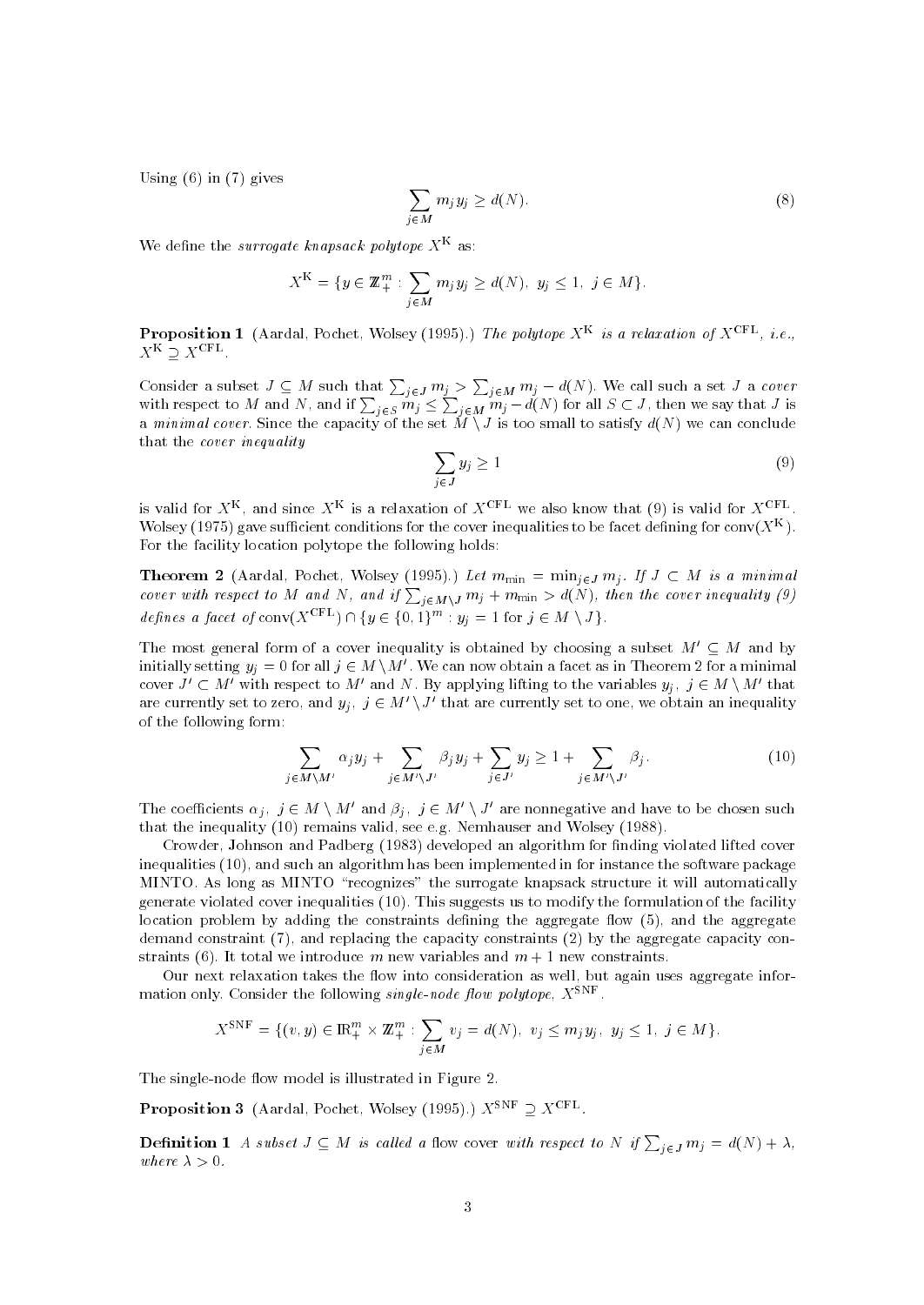Using (6) in (7) gives

$$\sum_{j \in M} m_j y_j \geq d(N). \tag{8}$$

We define the *surrogate knapsack polytope* $X^{\mathrm{K}}$ as:

$$X^{\mathrm{K}} = \{y \in \mathbb{Z}_+^m : \sum_{j \in M} m_j y_j \geq d(N),\ y_j \leq 1,\ j \in M\}.$$

**Proposition 1** (Aardal, Pochet, Wolsey (1995).) *The polytope $X^{\mathrm{K}}$ is a relaxation of $X^{\mathrm{CFL}}$, i.e., $X^{\mathrm{K}} \supseteq X^{\mathrm{CFL}}$.*

Consider a subset $J \subseteq M$ such that $\sum_{j \in J} m_j > \sum_{j \in M} m_j - d(N)$. We call such a set $J$ a *cover* with respect to $M$ and $N$, and if $\sum_{j \in S} m_j \leq \sum_{j \in M} m_j - d(N)$ for all $S \subset J$, then we say that $J$ is a *minimal cover*. Since the capacity of the set $M \setminus J$ is too small to satisfy $d(N)$ we can conclude that the *cover inequality*

$$\sum_{j \in J} y_j \geq 1 \tag{9}$$

is valid for $X^{\mathrm{K}}$, and since $X^{\mathrm{K}}$ is a relaxation of $X^{\mathrm{CFL}}$ we also know that (9) is valid for $X^{\mathrm{CFL}}$. Wolsey (1975) gave sufficient conditions for the cover inequalities to be facet defining for $\mathrm{conv}(X^{\mathrm{K}})$. For the facility location polytope the following holds:

**Theorem 2** (Aardal, Pochet, Wolsey (1995).) *Let $m_{\min} = \min_{j \in J} m_j$. If $J \subset M$ is a minimal cover with respect to $M$ and $N$, and if $\sum_{j \in M \setminus J} m_j + m_{\min} > d(N)$, then the cover inequality (9) defines a facet of $\mathrm{conv}(X^{\mathrm{CFL}}) \cap \{y \in \{0,1\}^m : y_j = 1 \text{ for } j \in M \setminus J\}$.*

The most general form of a cover inequality is obtained by choosing a subset $M' \subseteq M$ and by initially setting $y_j = 0$ for all $j \in M \setminus M'$. We can now obtain a facet as in Theorem 2 for a minimal cover $J' \subset M'$ with respect to $M'$ and $N$. By applying lifting to the variables $y_j,\ j \in M \setminus M'$ that are currently set to zero, and $y_j,\ j \in M' \setminus J'$ that are currently set to one, we obtain an inequality of the following form:

$$\sum_{j \in M \setminus M'} \alpha_j y_j + \sum_{j \in M' \setminus J'} \beta_j y_j + \sum_{j \in J'} y_j \geq 1 + \sum_{j \in M' \setminus J'} \beta_j. \tag{10}$$

The coefficients $\alpha_j,\ j \in M \setminus M'$ and $\beta_j,\ j \in M' \setminus J'$ are nonnegative and have to be chosen such that the inequality (10) remains valid, see e.g. Nemhauser and Wolsey (1988).

Crowder, Johnson and Padberg (1983) developed an algorithm for finding violated lifted cover inequalities (10), and such an algorithm has been implemented in for instance the software package MINTO. As long as MINTO "recognizes" the surrogate knapsack structure it will automatically generate violated cover inequalities (10). This suggests us to modify the formulation of the facility location problem by adding the constraints defining the aggregate flow (5), and the aggregate demand constraint (7), and replacing the capacity constraints (2) by the aggregate capacity constraints (6). It total we introduce $m$ new variables and $m+1$ new constraints.

Our next relaxation takes the flow into consideration as well, but again uses aggregate information only. Consider the following *single-node flow polytope*, $X^{\mathrm{SNF}}$.

$$X^{\mathrm{SNF}} = \{(v, y) \in \mathbb{R}_+^m \times \mathbb{Z}_+^m : \sum_{j \in M} v_j = d(N),\ v_j \leq m_j y_j,\ y_j \leq 1,\ j \in M\}.$$

The single-node flow model is illustrated in Figure 2.

**Proposition 3** (Aardal, Pochet, Wolsey (1995).) $X^{\mathrm{SNF}} \supseteq X^{\mathrm{CFL}}$.

**Definition 1** *A subset $J \subseteq M$ is called a* flow cover *with respect to $N$ if $\sum_{j \in J} m_j = d(N) + \lambda$, where $\lambda > 0$.*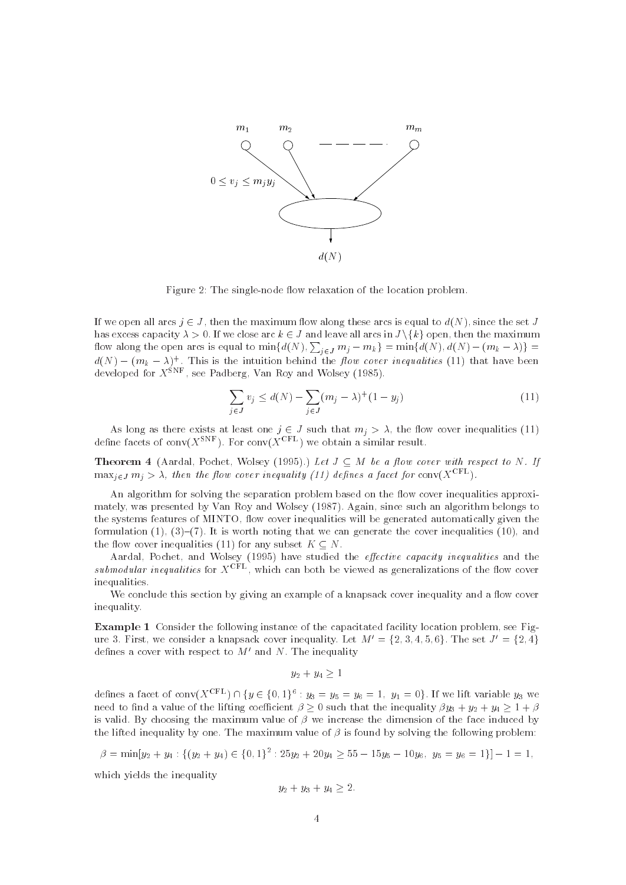Figure 2: The single-node flow relaxation of the location problem.

If we open all arcs $j \in J$, then the maximum flow along these arcs is equal to $d(N)$, since the set $J$ has excess capacity $\lambda > 0$. If we close arc $k \in J$ and leave all arcs in $J \setminus \{k\}$ open, then the maximum flow along the open arcs is equal to $\min\{d(N), \sum_{j \in J} m_j - m_k\} = \min\{d(N), d(N) - (m_k - \lambda)\} = d(N) - (m_k - \lambda)^+$. This is the intuition behind the *flow cover inequalities* (11) that have been developed for $X^{\text{SNF}}$, see Padberg, Van Roy and Wolsey (1985).

$$\sum_{j \in J} v_j \leq d(N) - \sum_{j \in J} (m_j - \lambda)^+ (1 - y_j) \tag{11}$$

As long as there exists at least one $j \in J$ such that $m_j > \lambda$, the flow cover inequalities (11) define facets of $\text{conv}(X^{\text{SNF}})$. For $\text{conv}(X^{\text{CFL}})$ we obtain a similar result.

**Theorem 4** (Aardal, Pochet, Wolsey (1995).) *Let $J \subseteq M$ be a flow cover with respect to $N$. If $\max_{j \in J} m_j > \lambda$, then the flow cover inequality (11) defines a facet for $\text{conv}(X^{\text{CFL}})$.*

An algorithm for solving the separation problem based on the flow cover inequalities approximately, was presented by Van Roy and Wolsey (1987). Again, since such an algorithm belongs to the systems features of MINTO, flow cover inequalities will be generated automatically given the formulation (1), (3)–(7). It is worth noting that we can generate the cover inequalities (10), and the flow cover inequalities (11) for any subset $K \subseteq N$.

Aardal, Pochet, and Wolsey (1995) have studied the *effective capacity inequalities* and the *submodular inequalities* for $X^{\text{CFL}}$, which can both be viewed as generalizations of the flow cover inequalities.

We conclude this section by giving an example of a knapsack cover inequality and a flow cover inequality.

**Example 1** Consider the following instance of the capacitated facility location problem, see Figure 3. First, we consider a knapsack cover inequality. Let $M' = \{2, 3, 4, 5, 6\}$. The set $J' = \{2, 4\}$ defines a cover with respect to $M'$ and $N$. The inequality

$$y_2 + y_4 \geq 1$$

defines a facet of $\text{conv}(X^{\text{CFL}}) \cap \{y \in \{0,1\}^6 : y_3 = y_5 = y_6 = 1, \ y_1 = 0\}$. If we lift variable $y_3$ we need to find a value of the lifting coefficient $\beta \geq 0$ such that the inequality $\beta y_3 + y_2 + y_4 \geq 1 + \beta$ is valid. By choosing the maximum value of $\beta$ we increase the dimension of the face induced by the lifted inequality by one. The maximum value of $\beta$ is found by solving the following problem:

$$\beta = \min[y_2 + y_4 : \{(y_2 + y_4) \in \{0,1\}^2 : 25y_2 + 20y_4 \geq 55 - 15y_5 - 10y_6, \ y_5 = y_6 = 1\}] - 1 = 1,$$

which yields the inequality

$$y_2 + y_3 + y_4 \geq 2.$$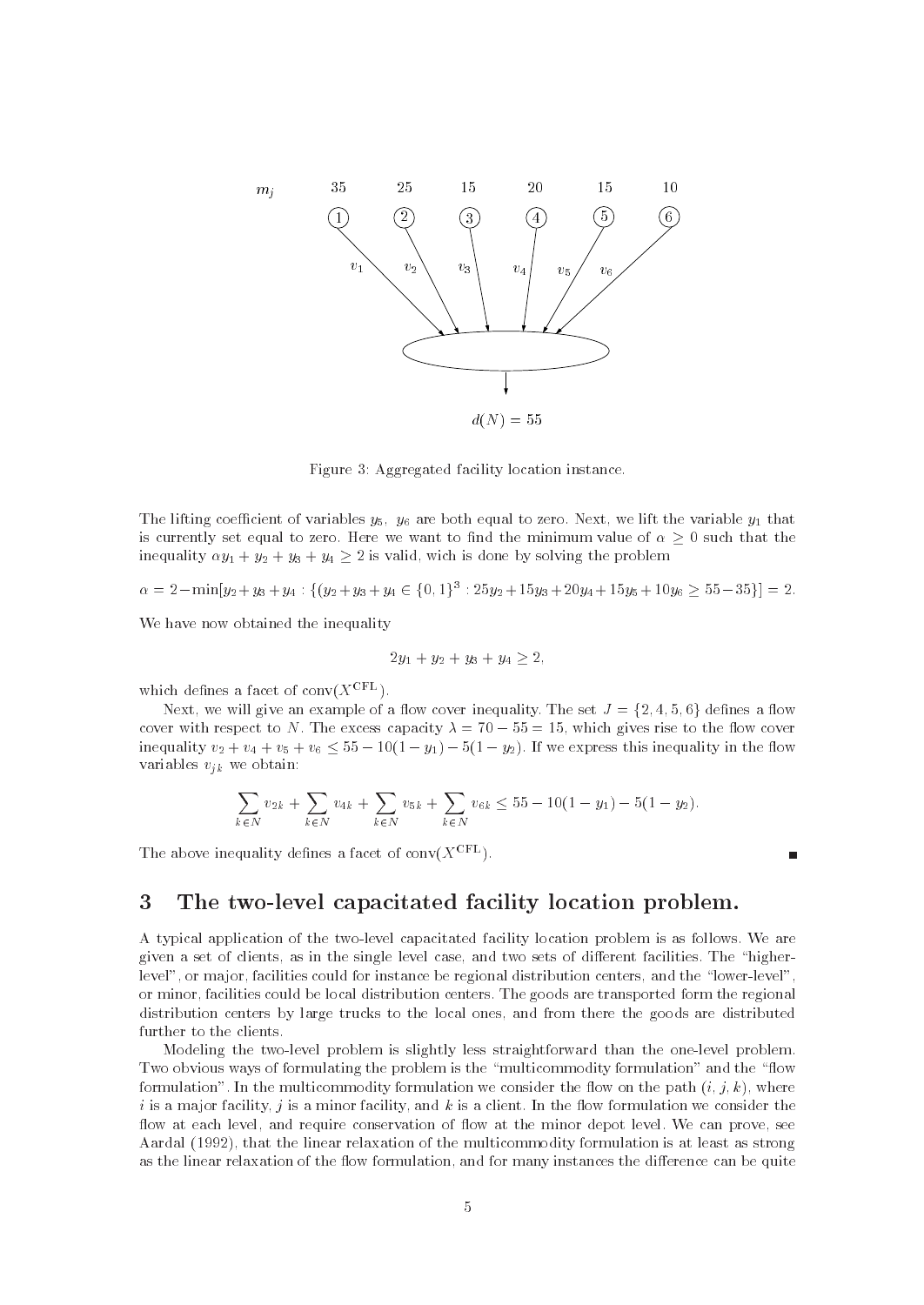Figure 3: Aggregated facility location instance.

The lifting coefficient of variables $y_5$, $y_6$ are both equal to zero. Next, we lift the variable $y_1$ that is currently set equal to zero. Here we want to find the minimum value of $\alpha \geq 0$ such that the inequality $\alpha y_1 + y_2 + y_3 + y_4 \geq 2$ is valid, wich is done by solving the problem

$$\alpha = 2 - \min[y_2 + y_3 + y_4 : \{(y_2 + y_3 + y_4 \in \{0,1\}^3 : 25y_2 + 15y_3 + 20y_4 + 15y_5 + 10y_6 \geq 55 - 35\}] = 2.$$

We have now obtained the inequality

$$2y_1 + y_2 + y_3 + y_4 \geq 2,$$

which defines a facet of $\text{conv}(X^{\text{CFL}})$.

Next, we will give an example of a flow cover inequality. The set $J = \{2, 4, 5, 6\}$ defines a flow cover with respect to $N$. The excess capacity $\lambda = 70 - 55 = 15$, which gives rise to the flow cover inequality $v_2 + v_4 + v_5 + v_6 \leq 55 - 10(1 - y_1) - 5(1 - y_2)$. If we express this inequality in the flow variables $v_{jk}$ we obtain:

$$\sum_{k \in N} v_{2k} + \sum_{k \in N} v_{4k} + \sum_{k \in N} v_{5k} + \sum_{k \in N} v_{6k} \leq 55 - 10(1 - y_1) - 5(1 - y_2).$$

The above inequality defines a facet of $\text{conv}(X^{\text{CFL}})$. ∎

## 3 The two-level capacitated facility location problem.

A typical application of the two-level capacitated facility location problem is as follows. We are given a set of clients, as in the single level case, and two sets of different facilities. The "higher-level", or major, facilities could for instance be regional distribution centers, and the "lower-level", or minor, facilities could be local distribution centers. The goods are transported form the regional distribution centers by large trucks to the local ones, and from there the goods are distributed further to the clients.

Modeling the two-level problem is slightly less straightforward than the one-level problem. Two obvious ways of formulating the problem is the "multicommodity formulation" and the "flow formulation". In the multicommodity formulation we consider the flow on the path $(i, j, k)$, where $i$ is a major facility, $j$ is a minor facility, and $k$ is a client. In the flow formulation we consider the flow at each level, and require conservation of flow at the minor depot level. We can prove, see Aardal (1992), that the linear relaxation of the multicommodity formulation is at least as strong as the linear relaxation of the flow formulation, and for many instances the difference can be quite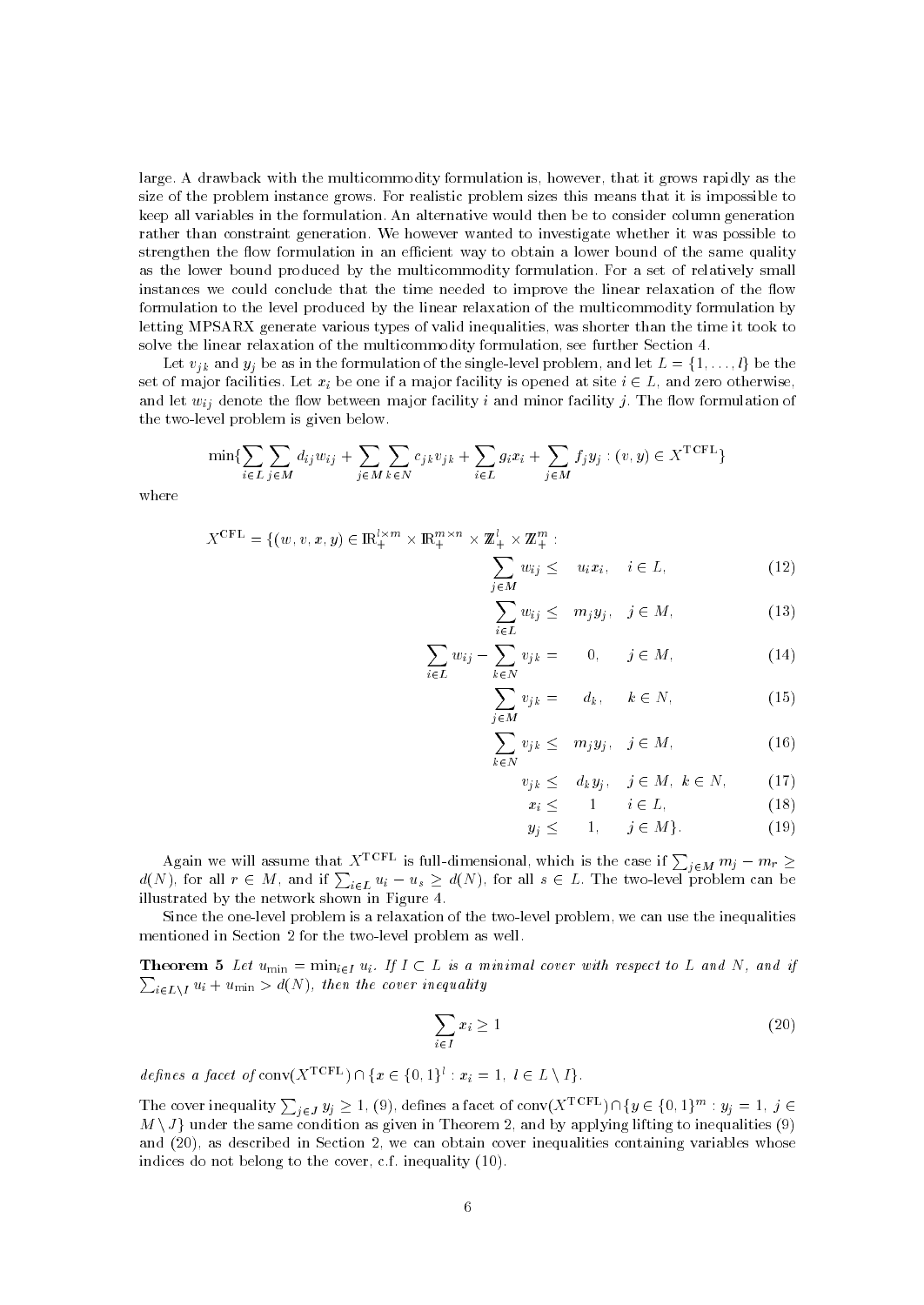large. A drawback with the multicommodity formulation is, however, that it grows rapidly as the size of the problem instance grows. For realistic problem sizes this means that it is impossible to keep all variables in the formulation. An alternative would then be to consider column generation rather than constraint generation. We however wanted to investigate whether it was possible to strengthen the flow formulation in an efficient way to obtain a lower bound of the same quality as the lower bound produced by the multicommodity formulation. For a set of relatively small instances we could conclude that the time needed to improve the linear relaxation of the flow formulation to the level produced by the linear relaxation of the multicommodity formulation by letting MPSARX generate various types of valid inequalities, was shorter than the time it took to solve the linear relaxation of the multicommodity formulation, see further Section 4.

Let $v_{jk}$ and $y_j$ be as in the formulation of the single-level problem, and let $L = \{1, \ldots, l\}$ be the set of major facilities. Let $x_i$ be one if a major facility is opened at site $i \in L$, and zero otherwise, and let $w_{ij}$ denote the flow between major facility $i$ and minor facility $j$. The flow formulation of the two-level problem is given below.

$$\min\{\sum_{i\in L}\sum_{j\in M} d_{ij}w_{ij} + \sum_{j\in M}\sum_{k\in N} c_{jk}v_{jk} + \sum_{i\in L} g_i x_i + \sum_{j\in M} f_j y_j : (v, y) \in X^{\mathrm{TCFL}}\}$$

where

$$
\begin{aligned}
X^{\mathrm{CFL}} = \{(w, v, x, y) \in \mathbb{R}_+^{l\times m} \times \mathbb{R}_+^{m\times n} \times \mathbb{Z}_+^l \times \mathbb{Z}_+^m :& \\
\sum_{j\in M} w_{ij} \leq&\ u_i x_i, \quad i \in L, && (12)\\
\sum_{i\in L} w_{ij} \leq&\ m_j y_j, \quad j \in M, && (13)\\
\sum_{i\in L} w_{ij} - \sum_{k\in N} v_{jk} =&\ 0, \quad j \in M, && (14)\\
\sum_{j\in M} v_{jk} =&\ d_k, \quad k \in N, && (15)\\
\sum_{k\in N} v_{jk} \leq&\ m_j y_j, \quad j \in M, && (16)\\
v_{jk} \leq&\ d_k y_j, \quad j \in M,\ k \in N, && (17)\\
x_i \leq&\ 1 \quad i \in L, && (18)\\
y_j \leq&\ 1, \quad j \in M\}. && (19)
\end{aligned}
$$

Again we will assume that $X^{\mathrm{TCFL}}$ is full-dimensional, which is the case if $\sum_{j\in M} m_j - m_r \geq d(N)$, for all $r \in M$, and if $\sum_{i\in L} u_i - u_s \geq d(N)$, for all $s \in L$. The two-level problem can be illustrated by the network shown in Figure 4.

Since the one-level problem is a relaxation of the two-level problem, we can use the inequalities mentioned in Section 2 for the two-level problem as well.

**Theorem 5** *Let $u_{\min} = \min_{i\in I} u_i$. If $I \subset L$ is a minimal cover with respect to $L$ and $N$, and if $\sum_{i\in L\setminus I} u_i + u_{\min} > d(N)$, then the cover inequality*

$$\sum_{i\in I} x_i \geq 1 \tag{20}$$

*defines a facet of* $\mathrm{conv}(X^{\mathrm{TCFL}}) \cap \{x \in \{0, 1\}^l : x_i = 1,\ l \in L \setminus I\}$.

The cover inequality $\sum_{j\in J} y_j \geq 1$, (9), defines a facet of $\mathrm{conv}(X^{\mathrm{TCFL}}) \cap \{y \in \{0, 1\}^m : y_j = 1,\ j \in M \setminus J\}$ under the same condition as given in Theorem 2, and by applying lifting to inequalities (9) and (20), as described in Section 2, we can obtain cover inequalities containing variables whose indices do not belong to the cover, c.f. inequality (10).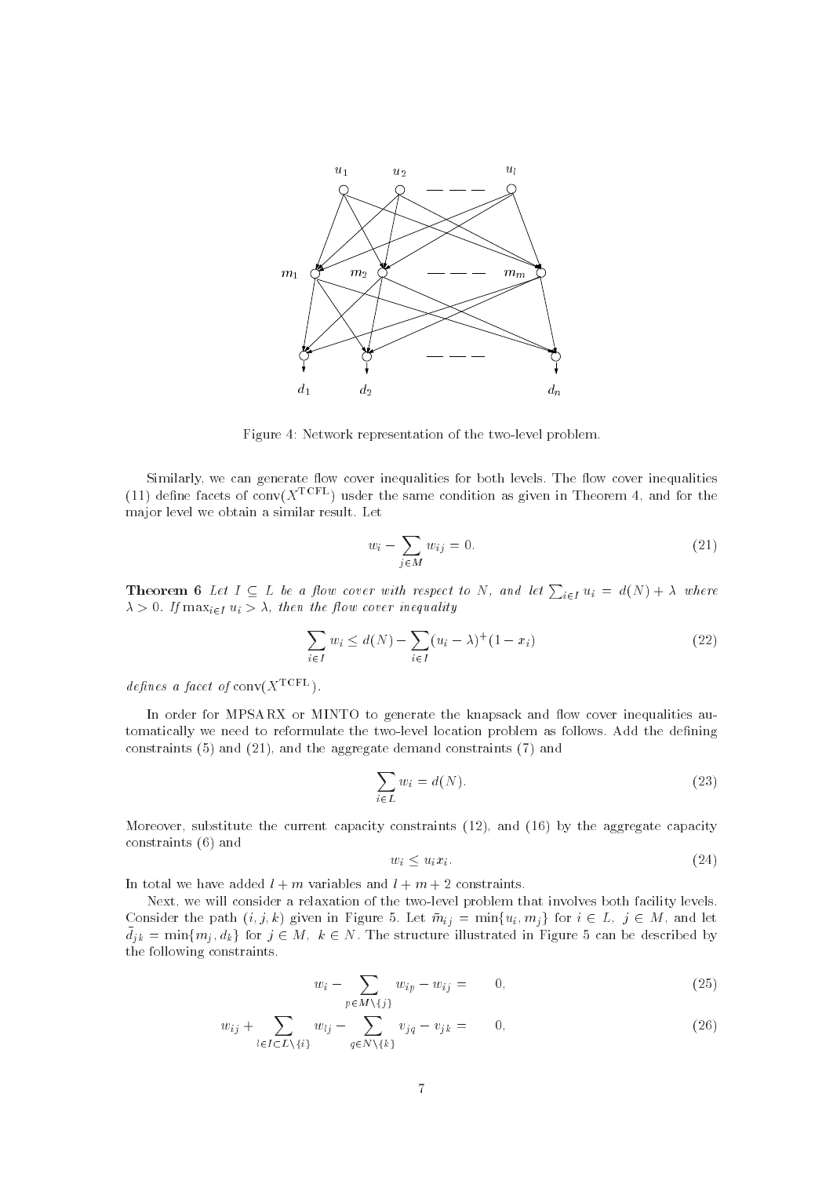Figure 4: Network representation of the two-level problem.

Similarly, we can generate flow cover inequalities for both levels. The flow cover inequalities (11) define facets of $\mathrm{conv}(X^{\mathrm{TCFL}})$ usder the same condition as given in Theorem 4, and for the major level we obtain a similar result. Let

$$w_i - \sum_{j \in M} w_{ij} = 0. \tag{21}$$

**Theorem 6** *Let $I \subseteq L$ be a flow cover with respect to $N$, and let $\sum_{i \in I} u_i = d(N) + \lambda$ where $\lambda > 0$. If $\max_{i \in I} u_i > \lambda$, then the flow cover inequality*

$$\sum_{i \in I} w_i \leq d(N) - \sum_{i \in I} (u_i - \lambda)^+ (1 - x_i) \tag{22}$$

*defines a facet of* $\mathrm{conv}(X^{\mathrm{TCFL}})$.

In order for MPSARX or MINTO to generate the knapsack and flow cover inequalities automatically we need to reformulate the two-level location problem as follows. Add the defining constraints (5) and (21), and the aggregate demand constraints (7) and

$$\sum_{i \in L} w_i = d(N). \tag{23}$$

Moreover, substitute the current capacity constraints (12), and (16) by the aggregate capacity constraints (6) and

$$w_i \leq u_i x_i. \tag{24}$$

In total we have added $l + m$ variables and $l + m + 2$ constraints.

Next, we will consider a relaxation of the two-level problem that involves both facility levels. Consider the path $(i, j, k)$ given in Figure 5. Let $\bar{m}_{ij} = \min\{u_i, m_j\}$ for $i \in L$, $j \in M$, and let $\bar{d}_{jk} = \min\{m_j, d_k\}$ for $j \in M$, $k \in N$. The structure illustrated in Figure 5 can be described by the following constraints.

$$w_i - \sum_{p \in M \setminus \{j\}} w_{ip} - w_{ij} = \quad 0, \tag{25}$$

$$w_{ij} + \sum_{l \in I \subset L \setminus \{i\}} w_{lj} - \sum_{q \in N \setminus \{k\}} v_{jq} - v_{jk} = \quad 0, \tag{26}$$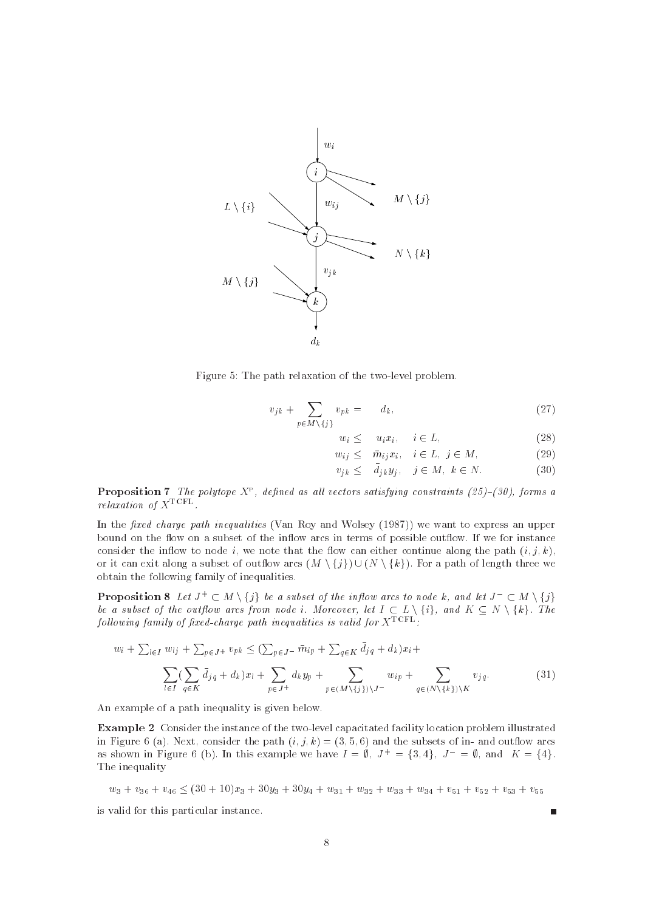Figure 5: The path relaxation of the two-level problem.

$$v_{jk} + \sum_{p \in M \setminus \{j\}} v_{pk} = d_k, \tag{27}$$

$$w_i \leq u_i x_i, \quad i \in L, \tag{28}$$

$$w_{ij} \leq \bar{m}_{ij} x_i, \quad i \in L,\ j \in M, \tag{29}$$

$$v_{jk} \leq \bar{d}_{jk} y_j, \quad j \in M,\ k \in N. \tag{30}$$

**Proposition 7** *The polytope $X^{\mathrm{P}}$, defined as all vectors satisfying constraints (25)-(30), forms a relaxation of $X^{\mathrm{TCFL}}$.*

In the *fixed charge path inequalities* (Van Roy and Wolsey (1987)) we want to express an upper bound on the flow on a subset of the inflow arcs in terms of possible outflow. If we for instance consider the inflow to node $i$, we note that the flow can either continue along the path $(i, j, k)$, or it can exit along a subset of outflow arcs $(M \setminus \{j\}) \cup (N \setminus \{k\})$. For a path of length three we obtain the following family of inequalities.

**Proposition 8** *Let $J^+ \subset M \setminus \{j\}$ be a subset of the inflow arcs to node $k$, and let $J^- \subset M \setminus \{j\}$ be a subset of the outflow arcs from node $i$. Moreover, let $I \subset L \setminus \{i\}$, and $K \subseteq N \setminus \{k\}$. The following family of fixed-charge path inequalities is valid for $X^{\mathrm{TCFL}}$:*

$$w_i + \sum_{l \in I} w_{lj} + \sum_{p \in J^+} v_{pk} \leq \left(\sum_{p \in J^-} \bar{m}_{ip} + \sum_{q \in K} \bar{d}_{jq} + d_k\right) x_i + \sum_{l \in I} \left(\sum_{q \in K} \bar{d}_{jq} + d_k\right) x_l + \sum_{p \in J^+} d_k y_p + \sum_{p \in (M \setminus \{j\}) \setminus J^-} w_{ip} + \sum_{q \in (N \setminus \{k\}) \setminus K} v_{jq}. \tag{31}$$

An example of a path inequality is given below.

**Example 2** Consider the instance of the two-level capacitated facility location problem illustrated in Figure 6 (a). Next, consider the path $(i, j, k) = (3, 5, 6)$ and the subsets of in- and outflow arcs as shown in Figure 6 (b). In this example we have $I = \emptyset$, $J^+ = \{3, 4\}$, $J^- = \emptyset$, and $K = \{4\}$. The inequality

$$w_3 + v_{36} + v_{46} \leq (30 + 10)x_3 + 30y_3 + 30y_4 + w_{31} + w_{32} + w_{33} + w_{34} + v_{51} + v_{52} + v_{53} + v_{55}$$

is valid for this particular instance. ■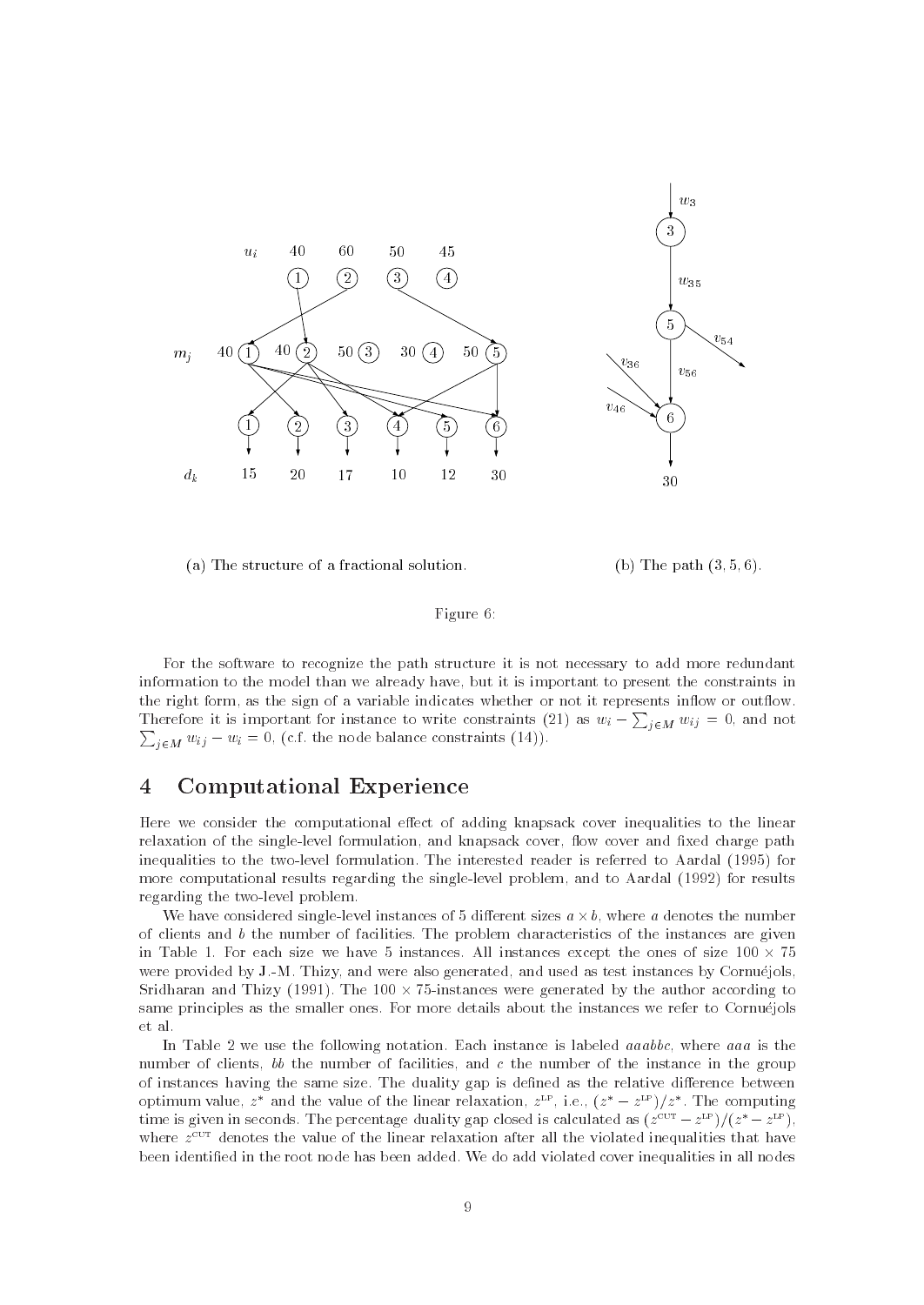(a) The structure of a fractional solution.

(b) The path (3, 5, 6).

Figure 6:

For the software to recognize the path structure it is not necessary to add more redundant information to the model than we already have, but it is important to present the constraints in the right form, as the sign of a variable indicates whether or not it represents inflow or outflow. Therefore it is important for instance to write constraints (21) as $w_i - \sum_{j \in M} w_{ij} = 0$, and not $\sum_{j \in M} w_{ij} - w_i = 0$, (c.f. the node balance constraints (14)).

# 4 Computational Experience

Here we consider the computational effect of adding knapsack cover inequalities to the linear relaxation of the single-level formulation, and knapsack cover, flow cover and fixed charge path inequalities to the two-level formulation. The interested reader is referred to Aardal (1995) for more computational results regarding the single-level problem, and to Aardal (1992) for results regarding the two-level problem.

We have considered single-level instances of 5 different sizes $a \times b$, where $a$ denotes the number of clients and $b$ the number of facilities. The problem characteristics of the instances are given in Table 1. For each size we have 5 instances. All instances except the ones of size $100 \times 75$ were provided by J.-M. Thizy, and were also generated, and used as test instances by Cornuéjols, Sridharan and Thizy (1991). The $100 \times 75$-instances were generated by the author according to same principles as the smaller ones. For more details about the instances we refer to Cornuéjols et al.

In Table 2 we use the following notation. Each instance is labeled *aaabbc*, where *aaa* is the number of clients, *bb* the number of facilities, and *c* the number of the instance in the group of instances having the same size. The duality gap is defined as the relative difference between optimum value, $z^*$ and the value of the linear relaxation, $z^{\text{LP}}$, i.e., $(z^* - z^{\text{LP}})/z^*$. The computing time is given in seconds. The percentage duality gap closed is calculated as $(z^{\text{CUT}} - z^{\text{LP}})/(z^* - z^{\text{LP}})$, where $z^{\text{CUT}}$ denotes the value of the linear relaxation after all the violated inequalities that have been identified in the root node has been added. We do add violated cover inequalities in all nodes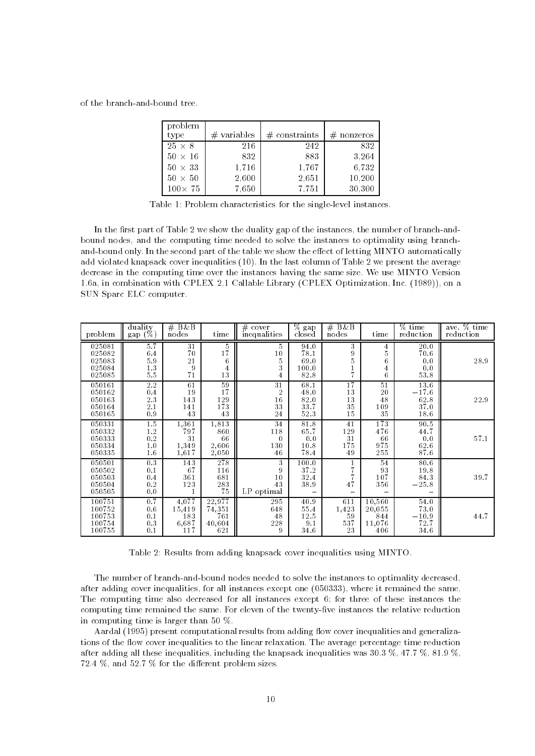of the branch-and-bound tree.

| problem type | # variables | # constraints | # nonzeros |
|---|---|---|---|
| $25 \times 8$ | 216 | 242 | 832 |
| $50 \times 16$ | 832 | 883 | 3,264 |
| $50 \times 33$ | 1,716 | 1,767 | 6,732 |
| $50 \times 50$ | 2,600 | 2,651 | 10,200 |
| $100 \times 75$ | 7,650 | 7,751 | 30,300 |

Table 1: Problem characteristics for the single-level instances.

In the first part of Table 2 we show the duality gap of the instances, the number of branch-and-bound nodes, and the computing time needed to solve the instances to optimality using branch-and-bound only. In the second part of the table we show the effect of letting MINTO automatically add violated knapsack cover inequalities (10). In the last column of Table 2 we present the average decrease in the computing time over the instances having the same size. We use MINTO Version 1.6a, in combination with CPLEX 2.1 Callable Library (CPLEX Optimization, Inc. (1989)), on a SUN Sparc ELC computer.

| problem | duality gap (%) | # B&B nodes | time | # cover inequalities | % gap closed | # B&B nodes | time | % time reduction | ave. % time reduction |
|---|---|---|---|---|---|---|---|---|---|
| 025081 | 5.7 | 31 | 5 | 5 | 94.0 | 3 | 4 | 20.0 | |
| 025082 | 6.4 | 70 | 17 | 10 | 78.1 | 9 | 5 | 70.6 | |
| 025083 | 5.9 | 21 | 6 | 5 | 69.0 | 5 | 6 | 0.0 | 28.9 |
| 025084 | 1.3 | 9 | 4 | 3 | 100.0 | 1 | 4 | 0.0 | |
| 025085 | 5.5 | 71 | 13 | 4 | 82.8 | 7 | 6 | 53.8 | |
| 050161 | 2.2 | 61 | 59 | 31 | 68.1 | 17 | 51 | 13.6 | |
| 050162 | 0.4 | 19 | 17 | 2 | 48.0 | 13 | 20 | −17.6 | |
| 050163 | 2.3 | 143 | 129 | 16 | 82.0 | 13 | 48 | 62.8 | 22.9 |
| 050164 | 2.1 | 141 | 173 | 33 | 33.7 | 35 | 109 | 37.0 | |
| 050165 | 0.9 | 43 | 43 | 24 | 52.3 | 15 | 35 | 18.6 | |
| 050331 | 1.5 | 1,361 | 1,813 | 34 | 81.8 | 41 | 173 | 90.5 | |
| 050332 | 1.2 | 797 | 860 | 118 | 65.7 | 129 | 476 | 44.7 | |
| 050333 | 0.2 | 31 | 66 | 0 | 0.0 | 31 | 66 | 0.0 | 57.1 |
| 050334 | 1.0 | 1,349 | 2,606 | 130 | 10.8 | 175 | 975 | 62.6 | |
| 050335 | 1.6 | 1,617 | 2,050 | 46 | 78.4 | 49 | 255 | 87.6 | |
| 050501 | 0.3 | 143 | 278 | 3 | 100.0 | 1 | 54 | 80.6 | |
| 050502 | 0.1 | 67 | 116 | 9 | 37.2 | 7 | 93 | 19.8 | |
| 050503 | 0.4 | 361 | 681 | 10 | 32.4 | 7 | 107 | 84.3 | 39.7 |
| 050504 | 0.2 | 123 | 283 | 43 | 38.9 | 47 | 356 | −25.8 | |
| 050505 | 0.0 | 1 | 75 | LP optimal | – | – | – | – | |
| 100751 | 0.7 | 4,077 | 22,977 | 295 | 40.9 | 611 | 10,560 | 54.0 | |
| 100752 | 0.6 | 15,419 | 74,351 | 648 | 55.4 | 1,423 | 20,055 | 73.0 | |
| 100753 | 0.1 | 183 | 761 | 48 | 12.5 | 59 | 844 | −10.9 | 44.7 |
| 100754 | 0.3 | 6,687 | 40,604 | 228 | 9.1 | 537 | 11,076 | 72.7 | |
| 100755 | 0.1 | 117 | 621 | 9 | 34.6 | 23 | 406 | 34.6 | |

Table 2: Results from adding knapsack cover inequalities using MINTO.

The number of branch-and-bound nodes needed to solve the instances to optimality decreased, after adding cover inequalities, for all instances except one (050333), where it remained the same. The computing time also decreased for all instances except 6; for three of these instances the computing time remained the same. For eleven of the twenty-five instances the relative reduction in computing time is larger than 50 %.

Aardal (1995) present computational results from adding flow cover inequalities and generalizations of the flow cover inequalities to the linear relaxation. The average percentage time reduction after adding all these inequalities, including the knapsack inequalities was 30.3 %, 47.7 %, 81.9 %, 72.4 %, and 52.7 % for the different problem sizes.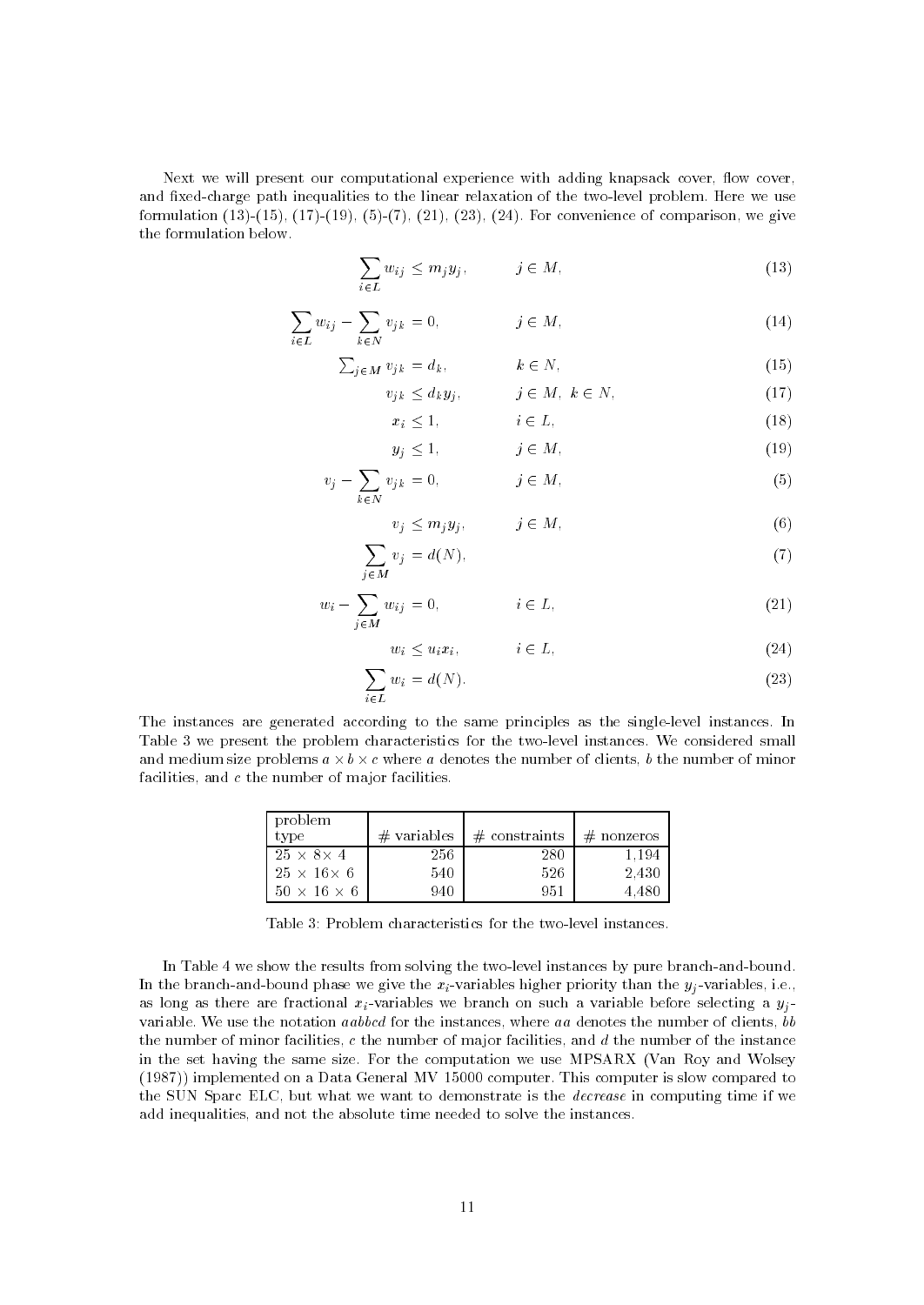Next we will present our computational experience with adding knapsack cover, flow cover, and fixed-charge path inequalities to the linear relaxation of the two-level problem. Here we use formulation (13)-(15), (17)-(19), (5)-(7), (21), (23), (24). For convenience of comparison, we give the formulation below.

$$\sum_{i \in L} w_{ij} \leq m_j y_j, \qquad j \in M, \tag{13}$$

$$\sum_{i \in L} w_{ij} - \sum_{k \in N} v_{jk} = 0, \qquad j \in M, \tag{14}$$

$$\textstyle\sum_{j \in M} v_{jk} = d_k, \qquad k \in N, \tag{15}$$

$$v_{jk} \leq d_k y_j, \qquad j \in M,\ k \in N, \tag{17}$$

$$x_i \leq 1, \qquad i \in L, \tag{18}$$

$$y_j \leq 1, \qquad j \in M, \tag{19}$$

$$v_j - \sum_{k \in N} v_{jk} = 0, \qquad j \in M, \tag{5}$$

$$v_j \leq m_j y_j, \qquad j \in M, \tag{6}$$

$$\sum_{j \in M} v_j = d(N), \tag{7}$$

$$w_i - \sum_{j \in M} w_{ij} = 0, \qquad i \in L, \tag{21}$$

$$w_i \leq u_i x_i, \qquad i \in L, \tag{24}$$

$$\sum_{i \in L} w_i = d(N). \tag{23}$$

The instances are generated according to the same principles as the single-level instances. In Table 3 we present the problem characteristics for the two-level instances. We considered small and medium size problems $a \times b \times c$ where $a$ denotes the number of clients, $b$ the number of minor facilities, and $c$ the number of major facilities.

| problem type | # variables | # constraints | # nonzeros |
|---|---|---|---|
| $25 \times 8 \times 4$ | 256 | 280 | 1,194 |
| $25 \times 16 \times 6$ | 540 | 526 | 2,430 |
| $50 \times 16 \times 6$ | 940 | 951 | 4,480 |

Table 3: Problem characteristics for the two-level instances.

In Table 4 we show the results from solving the two-level instances by pure branch-and-bound. In the branch-and-bound phase we give the $x_i$-variables higher priority than the $y_j$-variables, i.e., as long as there are fractional $x_i$-variables we branch on such a variable before selecting a $y_j$-variable. We use the notation *aabbcd* for the instances, where *aa* denotes the number of clients, *bb* the number of minor facilities, *c* the number of major facilities, and *d* the number of the instance in the set having the same size. For the computation we use MPSARX (Van Roy and Wolsey (1987)) implemented on a Data General MV 15000 computer. This computer is slow compared to the SUN Sparc ELC, but what we want to demonstrate is the *decrease* in computing time if we add inequalities, and not the absolute time needed to solve the instances.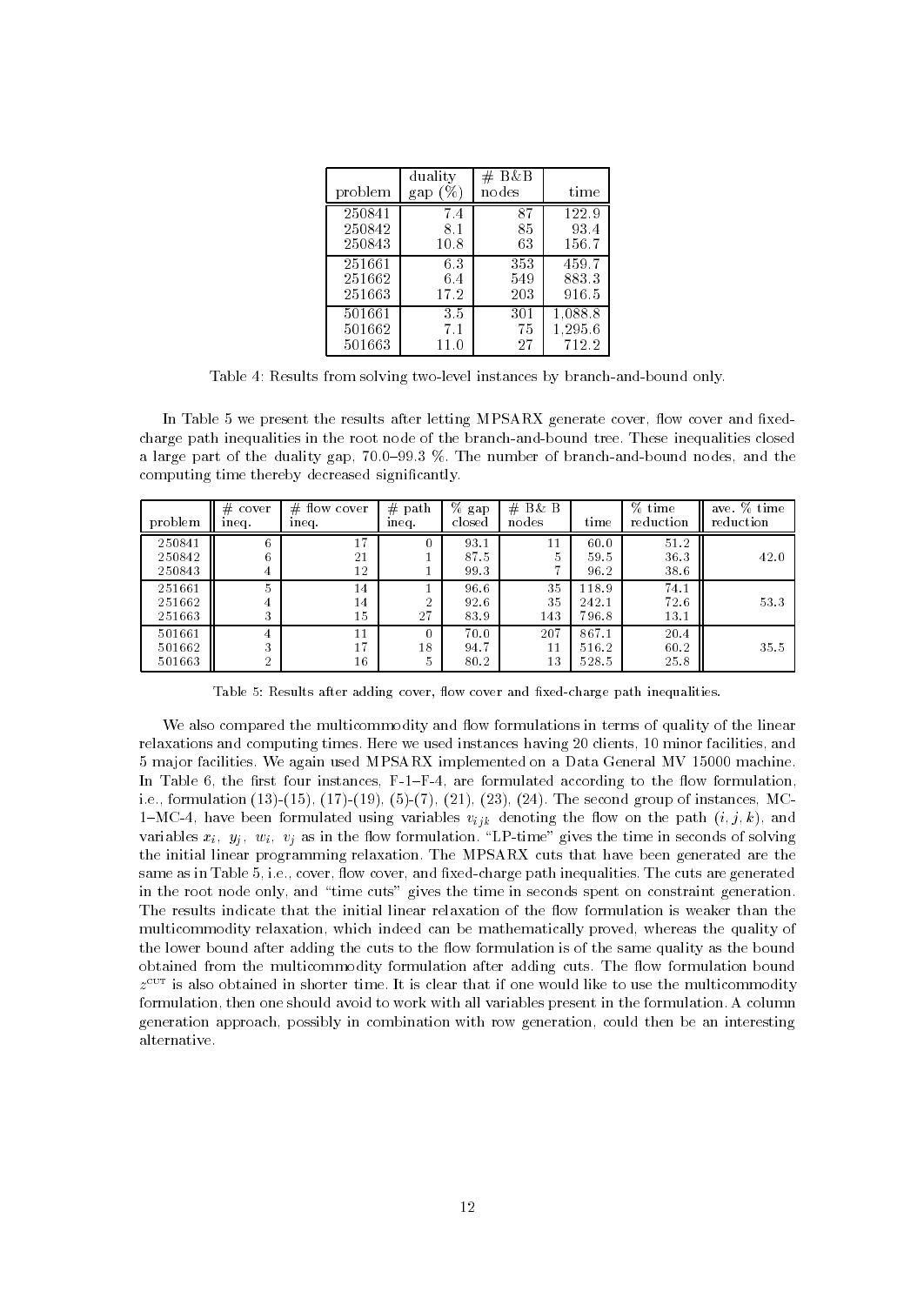| problem | duality gap (%) | # B&B nodes | time |
|---|---|---|---|
| 250841 | 7.4 | 87 | 122.9 |
| 250842 | 8.1 | 85 | 93.4 |
| 250843 | 10.8 | 63 | 156.7 |
| 251661 | 6.3 | 353 | 459.7 |
| 251662 | 6.4 | 549 | 883.3 |
| 251663 | 17.2 | 203 | 916.5 |
| 501661 | 3.5 | 301 | 1,088.8 |
| 501662 | 7.1 | 75 | 1,295.6 |
| 501663 | 11.0 | 27 | 712.2 |

Table 4: Results from solving two-level instances by branch-and-bound only.

In Table 5 we present the results after letting MPSARX generate cover, flow cover and fixed-charge path inequalities in the root node of the branch-and-bound tree. These inequalities closed a large part of the duality gap, 70.0–99.3 %. The number of branch-and-bound nodes, and the computing time thereby decreased significantly.

| problem | # cover ineq. | # flow cover ineq. | # path ineq. | % gap closed | # B& B nodes | time | % time reduction | ave. % time reduction |
|---|---|---|---|---|---|---|---|---|
| 250841 | 6 | 17 | 0 | 93.1 | 11 | 60.0 | 51.2 | |
| 250842 | 6 | 21 | 1 | 87.5 | 5 | 59.5 | 36.3 | 42.0 |
| 250843 | 4 | 12 | 1 | 99.3 | 7 | 96.2 | 38.6 | |
| 251661 | 5 | 14 | 1 | 96.6 | 35 | 118.9 | 74.1 | |
| 251662 | 4 | 14 | 2 | 92.6 | 35 | 242.1 | 72.6 | 53.3 |
| 251663 | 3 | 15 | 27 | 83.9 | 143 | 796.8 | 13.1 | |
| 501661 | 4 | 11 | 0 | 70.0 | 207 | 867.1 | 20.4 | |
| 501662 | 3 | 17 | 18 | 94.7 | 11 | 516.2 | 60.2 | 35.5 |
| 501663 | 2 | 16 | 5 | 80.2 | 13 | 528.5 | 25.8 | |

Table 5: Results after adding cover, flow cover and fixed-charge path inequalities.

We also compared the multicommodity and flow formulations in terms of quality of the linear relaxations and computing times. Here we used instances having 20 clients, 10 minor facilities, and 5 major facilities. We again used MPSARX implemented on a Data General MV 15000 machine. In Table 6, the first four instances, F-1–F-4, are formulated according to the flow formulation, i.e., formulation (13)-(15), (17)-(19), (5)-(7), (21), (23), (24). The second group of instances, MC-1–MC-4, have been formulated using variables $v_{ijk}$ denoting the flow on the path $(i, j, k)$, and variables $x_i$, $y_j$, $w_i$, $v_j$ as in the flow formulation. "LP-time" gives the time in seconds of solving the initial linear programming relaxation. The MPSARX cuts that have been generated are the same as in Table 5, i.e., cover, flow cover, and fixed-charge path inequalities. The cuts are generated in the root node only, and "time cuts" gives the time in seconds spent on constraint generation. The results indicate that the initial linear relaxation of the flow formulation is weaker than the multicommodity relaxation, which indeed can be mathematically proved, whereas the quality of the lower bound after adding the cuts to the flow formulation is of the same quality as the bound obtained from the multicommodity formulation after adding cuts. The flow formulation bound $z^{\text{CUT}}$ is also obtained in shorter time. It is clear that if one would like to use the multicommodity formulation, then one should avoid to work with all variables present in the formulation. A column generation approach, possibly in combination with row generation, could then be an interesting alternative.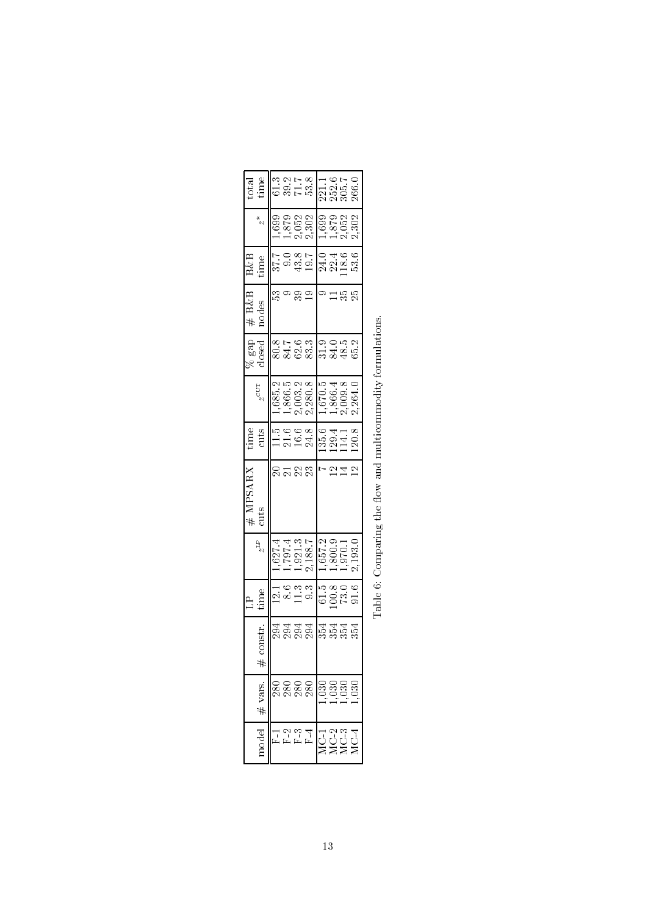| model | # vars. | # constr. | LP time | $z^{\text{LP}}$ | # MPSARX cuts | time cuts | $z^{\text{CUT}}$ | % gap closed | # B&B nodes | B&B time | $z^*$ | total time |
|---|---|---|---|---|---|---|---|---|---|---|---|---|
| F-1 | 280 | 294 | 12.1 | 1,627.4 | 20 | 11.5 | 1,685.2 | 80.8 | 53 | 37.7 | 1,699 | 61.3 |
| F-2 | 280 | 294 | 8.6 | 1,797.4 | 21 | 21.6 | 1,866.5 | 84.7 | 9 | 9.0 | 1,879 | 39.2 |
| F-3 | 280 | 294 | 11.3 | 1,921.3 | 22 | 16.6 | 2,003.2 | 62.6 | 39 | 43.8 | 2,052 | 71.7 |
| F-4 | 280 | 294 | 9.3 | 2,188.7 | 23 | 24.8 | 2,280.8 | 83.3 | 19 | 19.7 | 2,302 | 53.8 |
| MC-1 | 1,030 | 354 | 61.5 | 1,657.2 | 7 | 135.6 | 1,670.5 | 31.9 | 9 | 24.0 | 1,699 | 221.1 |
| MC-2 | 1,030 | 354 | 100.8 | 1,800.9 | 12 | 129.4 | 1,866.4 | 84.0 | 11 | 22.4 | 1,879 | 252.6 |
| MC-3 | 1,030 | 354 | 73.0 | 1,970.1 | 14 | 114.1 | 2,009.8 | 48.5 | 35 | 118.6 | 2,052 | 305.7 |
| MC-4 | 1,030 | 354 | 91.6 | 2,193.0 | 12 | 120.8 | 2,264.0 | 65.2 | 25 | 53.6 | 2,302 | 266.0 |

Table 6: Comparing the flow and multicommodity formulations.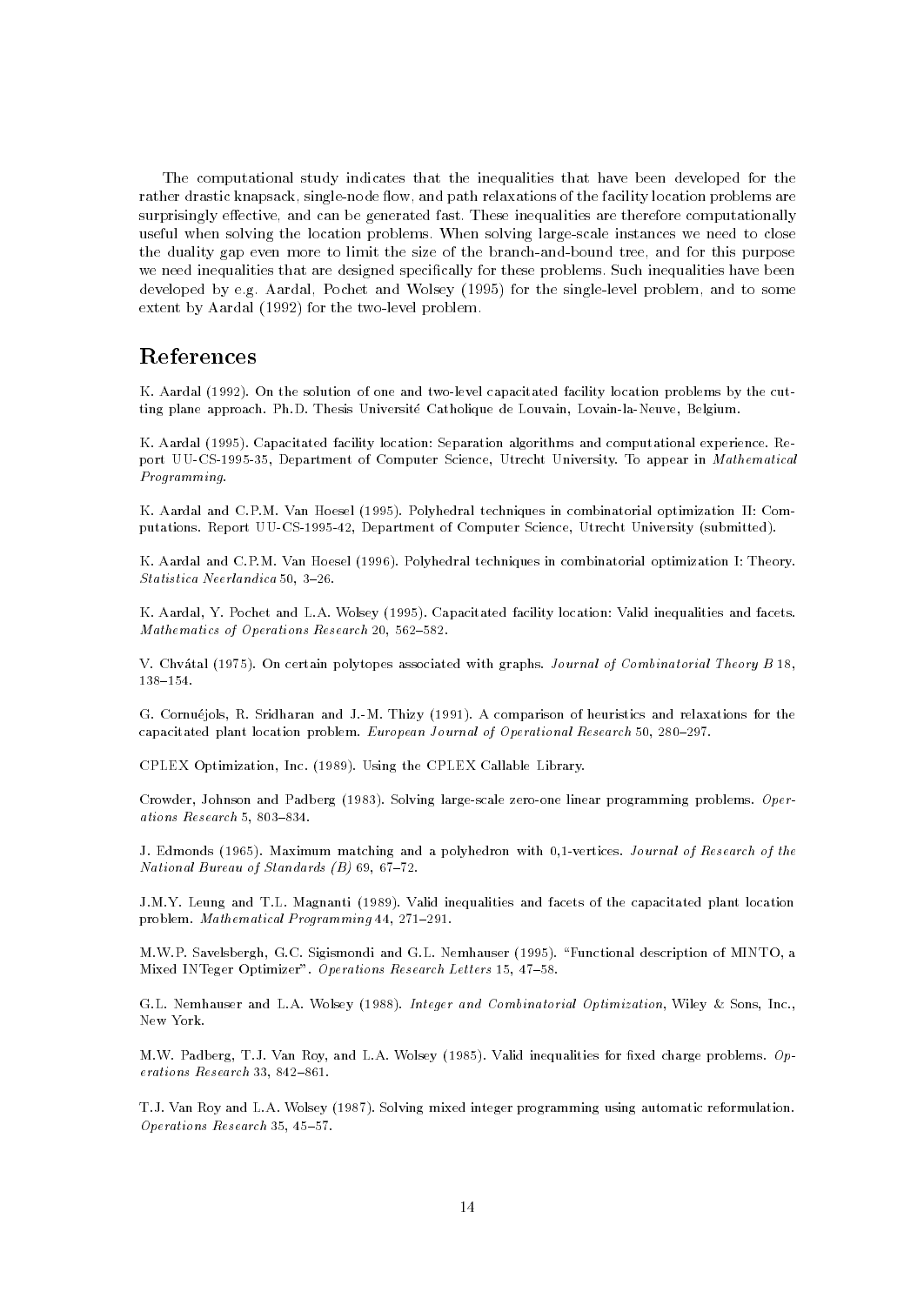The computational study indicates that the inequalities that have been developed for the rather drastic knapsack, single-node flow, and path relaxations of the facility location problems are surprisingly effective, and can be generated fast. These inequalities are therefore computationally useful when solving the location problems. When solving large-scale instances we need to close the duality gap even more to limit the size of the branch-and-bound tree, and for this purpose we need inequalities that are designed specifically for these problems. Such inequalities have been developed by e.g. Aardal, Pochet and Wolsey (1995) for the single-level problem, and to some extent by Aardal (1992) for the two-level problem.

## References

K. Aardal (1992). On the solution of one and two-level capacitated facility location problems by the cutting plane approach. Ph.D. Thesis Université Catholique de Louvain, Lovain-la-Neuve, Belgium.

K. Aardal (1995). Capacitated facility location: Separation algorithms and computational experience. Report UU-CS-1995-35, Department of Computer Science, Utrecht University. To appear in *Mathematical Programming*.

K. Aardal and C.P.M. Van Hoesel (1995). Polyhedral techniques in combinatorial optimization II: Computations. Report UU-CS-1995-42, Department of Computer Science, Utrecht University (submitted).

K. Aardal and C.P.M. Van Hoesel (1996). Polyhedral techniques in combinatorial optimization I: Theory. *Statistica Neerlandica* 50, 3–26.

K. Aardal, Y. Pochet and L.A. Wolsey (1995). Capacitated facility location: Valid inequalities and facets. *Mathematics of Operations Research* 20, 562–582.

V. Chvátal (1975). On certain polytopes associated with graphs. *Journal of Combinatorial Theory B* 18, 138–154.

G. Cornuéjols, R. Sridharan and J.-M. Thizy (1991). A comparison of heuristics and relaxations for the capacitated plant location problem. *European Journal of Operational Research* 50, 280–297.

CPLEX Optimization, Inc. (1989). Using the CPLEX Callable Library.

Crowder, Johnson and Padberg (1983). Solving large-scale zero-one linear programming problems. *Operations Research* 5, 803–834.

J. Edmonds (1965). Maximum matching and a polyhedron with 0,1-vertices. *Journal of Research of the National Bureau of Standards (B)* 69, 67–72.

J.M.Y. Leung and T.L. Magnanti (1989). Valid inequalities and facets of the capacitated plant location problem. *Mathematical Programming* 44, 271–291.

M.W.P. Savelsbergh, G.C. Sigismondi and G.L. Nemhauser (1995). "Functional description of MINTO, a Mixed INTeger Optimizer". *Operations Research Letters* 15, 47–58.

G.L. Nemhauser and L.A. Wolsey (1988). *Integer and Combinatorial Optimization*, Wiley & Sons, Inc., New York.

M.W. Padberg, T.J. Van Roy, and L.A. Wolsey (1985). Valid inequalities for fixed charge problems. *Operations Research* 33, 842–861.

T.J. Van Roy and L.A. Wolsey (1987). Solving mixed integer programming using automatic reformulation. *Operations Research* 35, 45–57.